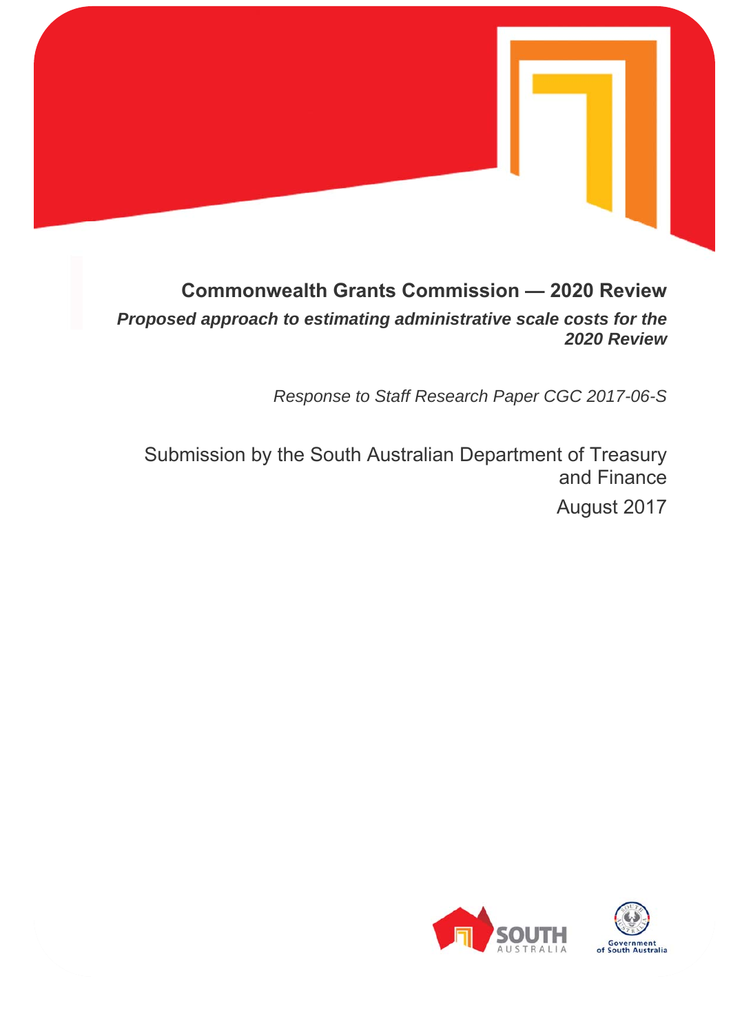# Commonwealth Grants Commission — 2020 Review

***Proposed approach to estimating administrative scale costs for the 2020 Review***

*Response to Staff Research Paper CGC 2017-06-S*

Submission by the South Australian Department of Treasury and Finance

August 2017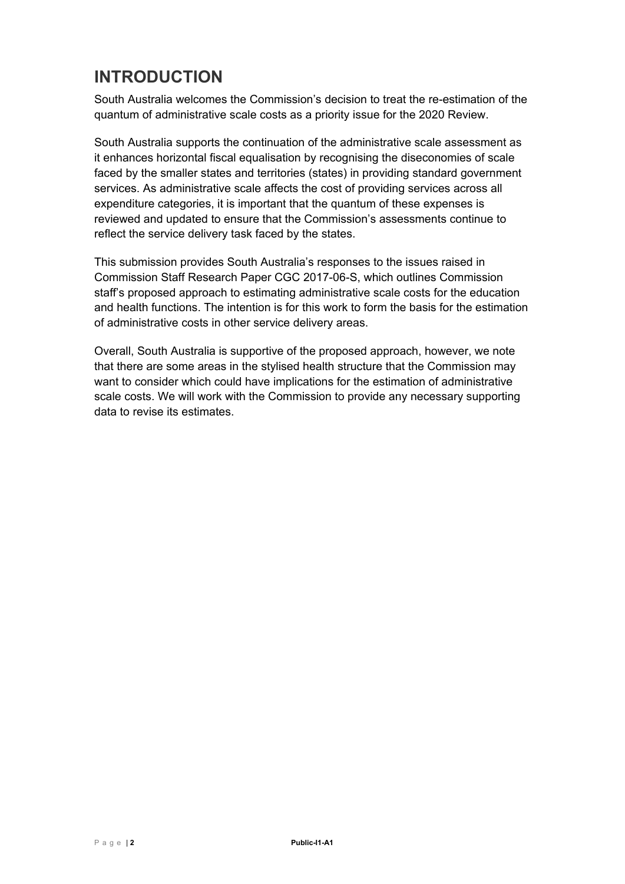# INTRODUCTION

South Australia welcomes the Commission's decision to treat the re-estimation of the quantum of administrative scale costs as a priority issue for the 2020 Review.

South Australia supports the continuation of the administrative scale assessment as it enhances horizontal fiscal equalisation by recognising the diseconomies of scale faced by the smaller states and territories (states) in providing standard government services. As administrative scale affects the cost of providing services across all expenditure categories, it is important that the quantum of these expenses is reviewed and updated to ensure that the Commission's assessments continue to reflect the service delivery task faced by the states.

This submission provides South Australia's responses to the issues raised in Commission Staff Research Paper CGC 2017-06-S, which outlines Commission staff's proposed approach to estimating administrative scale costs for the education and health functions. The intention is for this work to form the basis for the estimation of administrative costs in other service delivery areas.

Overall, South Australia is supportive of the proposed approach, however, we note that there are some areas in the stylised health structure that the Commission may want to consider which could have implications for the estimation of administrative scale costs. We will work with the Commission to provide any necessary supporting data to revise its estimates.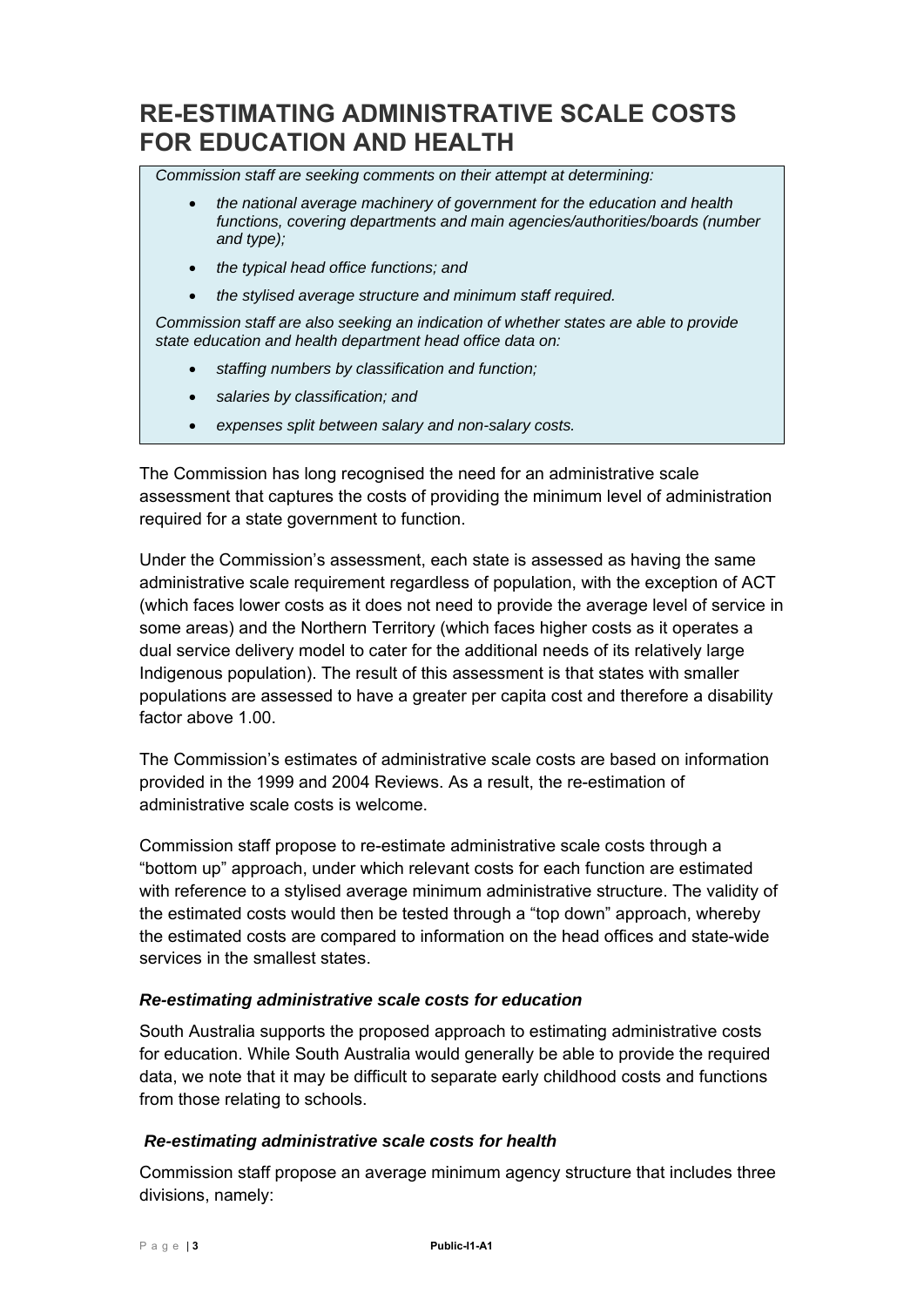# RE-ESTIMATING ADMINISTRATIVE SCALE COSTS FOR EDUCATION AND HEALTH

> *Commission staff are seeking comments on their attempt at determining:*
>
> - *the national average machinery of government for the education and health functions, covering departments and main agencies/authorities/boards (number and type);*
> - *the typical head office functions; and*
> - *the stylised average structure and minimum staff required.*
>
> *Commission staff are also seeking an indication of whether states are able to provide state education and health department head office data on:*
>
> - *staffing numbers by classification and function;*
> - *salaries by classification; and*
> - *expenses split between salary and non-salary costs.*

The Commission has long recognised the need for an administrative scale assessment that captures the costs of providing the minimum level of administration required for a state government to function.

Under the Commission's assessment, each state is assessed as having the same administrative scale requirement regardless of population, with the exception of ACT (which faces lower costs as it does not need to provide the average level of service in some areas) and the Northern Territory (which faces higher costs as it operates a dual service delivery model to cater for the additional needs of its relatively large Indigenous population). The result of this assessment is that states with smaller populations are assessed to have a greater per capita cost and therefore a disability factor above 1.00.

The Commission's estimates of administrative scale costs are based on information provided in the 1999 and 2004 Reviews. As a result, the re-estimation of administrative scale costs is welcome.

Commission staff propose to re-estimate administrative scale costs through a "bottom up" approach, under which relevant costs for each function are estimated with reference to a stylised average minimum administrative structure. The validity of the estimated costs would then be tested through a "top down" approach, whereby the estimated costs are compared to information on the head offices and state-wide services in the smallest states.

### *Re-estimating administrative scale costs for education*

South Australia supports the proposed approach to estimating administrative costs for education. While South Australia would generally be able to provide the required data, we note that it may be difficult to separate early childhood costs and functions from those relating to schools.

### *Re-estimating administrative scale costs for health*

Commission staff propose an average minimum agency structure that includes three divisions, namely: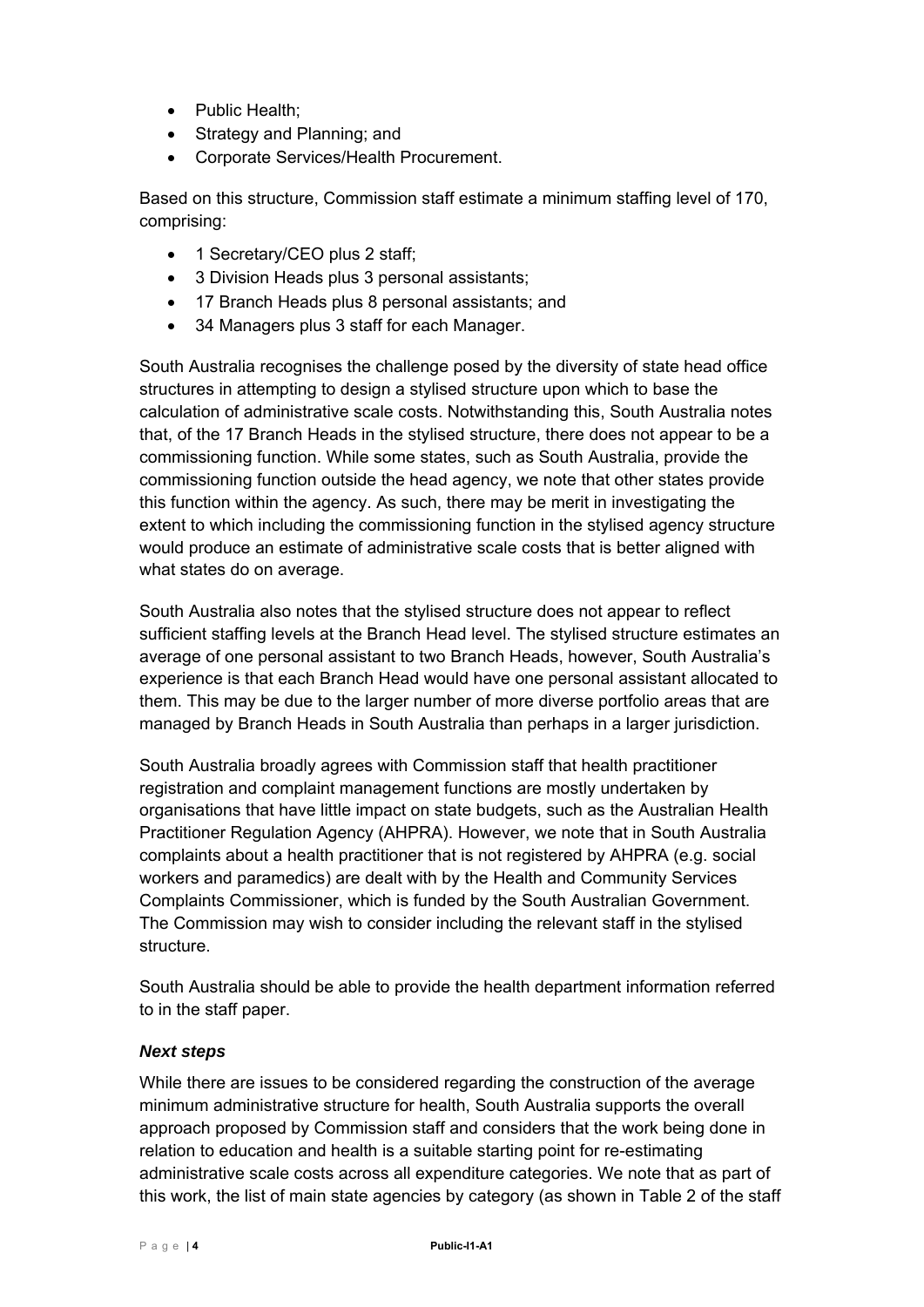- Public Health;
- Strategy and Planning; and
- Corporate Services/Health Procurement.

Based on this structure, Commission staff estimate a minimum staffing level of 170, comprising:

- 1 Secretary/CEO plus 2 staff;
- 3 Division Heads plus 3 personal assistants;
- 17 Branch Heads plus 8 personal assistants; and
- 34 Managers plus 3 staff for each Manager.

South Australia recognises the challenge posed by the diversity of state head office structures in attempting to design a stylised structure upon which to base the calculation of administrative scale costs. Notwithstanding this, South Australia notes that, of the 17 Branch Heads in the stylised structure, there does not appear to be a commissioning function. While some states, such as South Australia, provide the commissioning function outside the head agency, we note that other states provide this function within the agency. As such, there may be merit in investigating the extent to which including the commissioning function in the stylised agency structure would produce an estimate of administrative scale costs that is better aligned with what states do on average.

South Australia also notes that the stylised structure does not appear to reflect sufficient staffing levels at the Branch Head level. The stylised structure estimates an average of one personal assistant to two Branch Heads, however, South Australia's experience is that each Branch Head would have one personal assistant allocated to them. This may be due to the larger number of more diverse portfolio areas that are managed by Branch Heads in South Australia than perhaps in a larger jurisdiction.

South Australia broadly agrees with Commission staff that health practitioner registration and complaint management functions are mostly undertaken by organisations that have little impact on state budgets, such as the Australian Health Practitioner Regulation Agency (AHPRA). However, we note that in South Australia complaints about a health practitioner that is not registered by AHPRA (e.g. social workers and paramedics) are dealt with by the Health and Community Services Complaints Commissioner, which is funded by the South Australian Government. The Commission may wish to consider including the relevant staff in the stylised structure.

South Australia should be able to provide the health department information referred to in the staff paper.

***Next steps***

While there are issues to be considered regarding the construction of the average minimum administrative structure for health, South Australia supports the overall approach proposed by Commission staff and considers that the work being done in relation to education and health is a suitable starting point for re-estimating administrative scale costs across all expenditure categories. We note that as part of this work, the list of main state agencies by category (as shown in Table 2 of the staff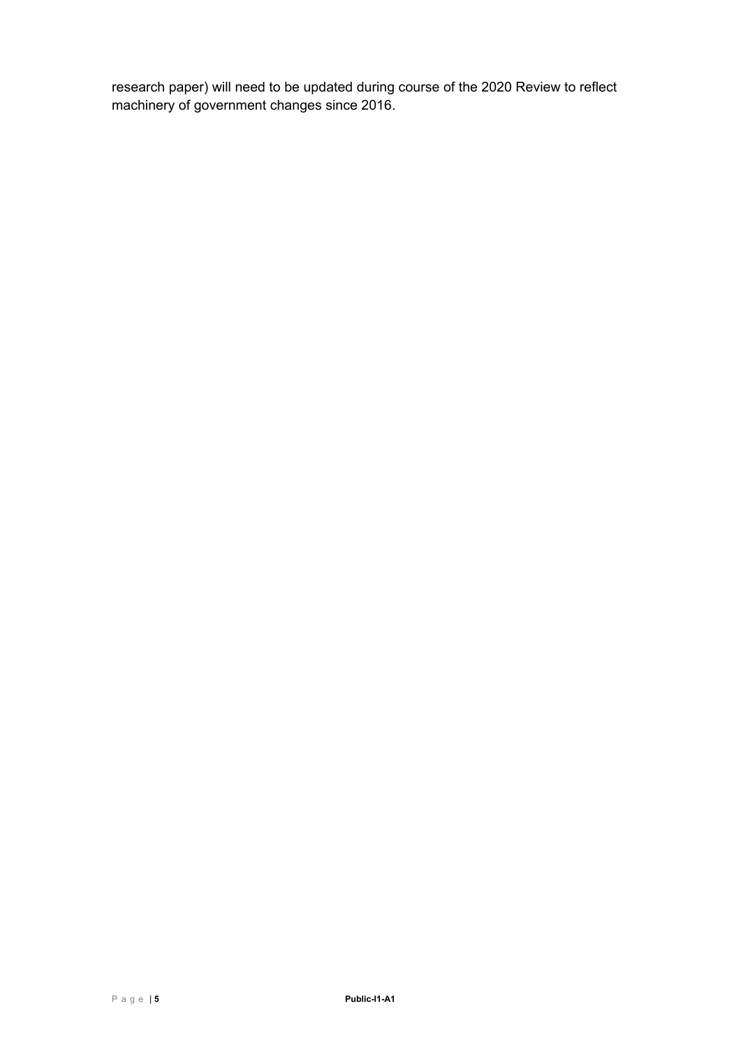research paper) will need to be updated during course of the 2020 Review to reflect machinery of government changes since 2016.